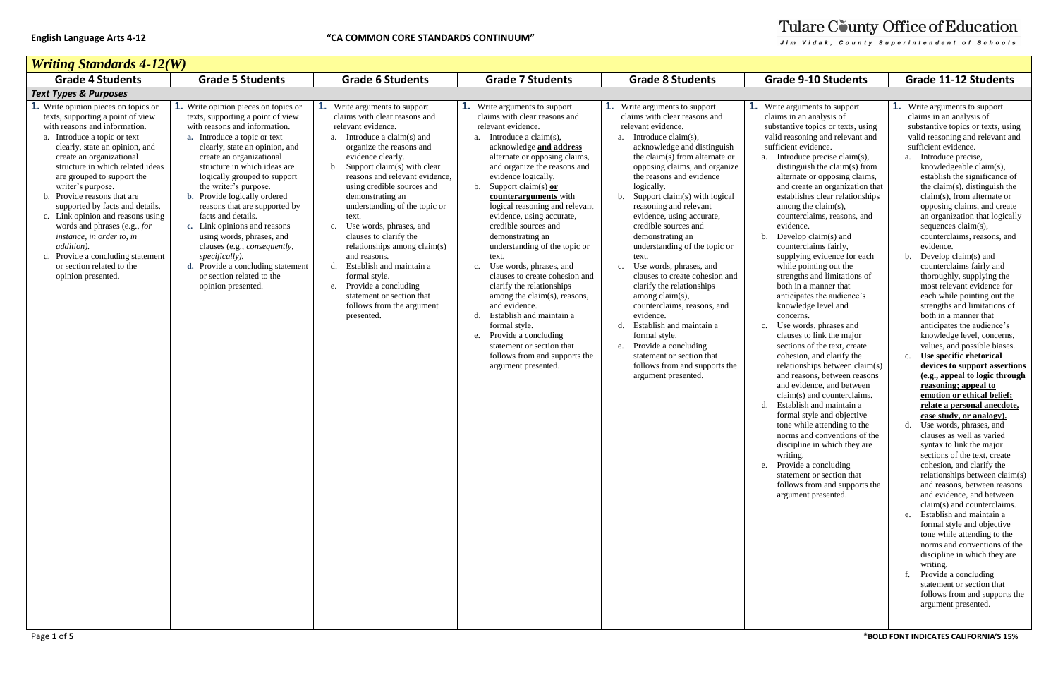**English Language Arts 4-12** **"CA COMMON CORE STANDARDS CONTINUUM"**

Tulare County Office of Education
Jim Vidak, County Superintendent of Schools

## *Writing Standards 4-12(W)*

| Grade 4 Students | Grade 5 Students | Grade 6 Students | Grade 7 Students | Grade 8 Students | Grade 9-10 Students | Grade 11-12 Students |
|---|---|---|---|---|---|---|
| ***Text Types & Purposes*** | | | | | | |
| **1.** Write opinion pieces on topics or texts, supporting a point of view with reasons and information.<br>a. Introduce a topic or text clearly, state an opinion, and create an organizational structure in which related ideas are grouped to support the writer's purpose.<br>b. Provide reasons that are supported by facts and details.<br>c. Link opinion and reasons using words and phrases (e.g., *for instance, in order to, in addition).*<br>d. Provide a concluding statement or section related to the opinion presented. | **1.** Write opinion pieces on topics or texts, supporting a point of view with reasons and information.<br>**a.** Introduce a topic or text clearly, state an opinion, and create an organizational structure in which ideas are logically grouped to support the writer's purpose.<br>**b.** Provide logically ordered reasons that are supported by facts and details.<br>**c.** Link opinions and reasons using words, phrases, and clauses (e.g., *consequently, specifically).*<br>**d.** Provide a concluding statement or section related to the opinion presented. | **1.** Write arguments to support claims with clear reasons and relevant evidence.<br>a. Introduce a claim(s) and organize the reasons and evidence clearly.<br>b. Support claim(s) with clear reasons and relevant evidence, using credible sources and demonstrating an understanding of the topic or text.<br>c. Use words, phrases, and clauses to clarify the relationships among claim(s) and reasons.<br>d. Establish and maintain a formal style.<br>e. Provide a concluding statement or section that follows from the argument presented. | **1.** Write arguments to support claims with clear reasons and relevant evidence.<br>a. Introduce a claim(s), acknowledge **<u>and address</u>** alternate or opposing claims, and organize the reasons and evidence logically.<br>b. Support claim(s) **<u>or counterarguments</u>** with logical reasoning and relevant evidence, using accurate, credible sources and demonstrating an understanding of the topic or text.<br>c. Use words, phrases, and clauses to create cohesion and clarify the relationships among the claim(s), reasons, and evidence.<br>d. Establish and maintain a formal style.<br>e. Provide a concluding statement or section that follows from and supports the argument presented. | **1.** Write arguments to support claims with clear reasons and relevant evidence.<br>a. Introduce claim(s), acknowledge and distinguish the claim(s) from alternate or opposing claims, and organize the reasons and evidence logically.<br>b. Support claim(s) with logical reasoning and relevant evidence, using accurate, credible sources and demonstrating an understanding of the topic or text.<br>c. Use words, phrases, and clauses to create cohesion and clarify the relationships among claim(s), counterclaims, reasons, and evidence.<br>d. Establish and maintain a formal style.<br>e. Provide a concluding statement or section that follows from and supports the argument presented. | **1.** Write arguments to support claims in an analysis of substantive topics or texts, using valid reasoning and relevant and sufficient evidence.<br>a. Introduce precise claim(s), distinguish the claim(s) from alternate or opposing claims, and create an organization that establishes clear relationships among the claim(s), counterclaims, reasons, and evidence.<br>b. Develop claim(s) and counterclaims fairly, supplying evidence for each while pointing out the strengths and limitations of both in a manner that anticipates the audience's knowledge level and concerns.<br>c. Use words, phrases and clauses to link the major sections of the text, create cohesion, and clarify the relationships between claim(s) and reasons, between reasons and evidence, and between claim(s) and counterclaims.<br>d. Establish and maintain a formal style and objective tone while attending to the norms and conventions of the discipline in which they are writing.<br>e. Provide a concluding statement or section that follows from and supports the argument presented. | **1.** Write arguments to support claims in an analysis of substantive topics or texts, using valid reasoning and relevant and sufficient evidence.<br>a. Introduce precise, knowledgeable claim(s), establish the significance of the claim(s), distinguish the claim(s), from alternate or opposing claims, and create an organization that logically sequences claim(s), counterclaims, reasons, and evidence.<br>b. Develop claim(s) and counterclaims fairly and thoroughly, supplying the most relevant evidence for each while pointing out the strengths and limitations of both in a manner that anticipates the audience's knowledge level, concerns, values, and possible biases.<br>c. **<u>Use specific rhetorical devices to support assertions (e.g., appeal to logic through reasoning; appeal to emotion or ethical belief; relate a personal anecdote, case study, or analogy).</u>**<br>d. Use words, phrases, and clauses as well as varied syntax to link the major sections of the text, create cohesion, and clarify the relationships between claim(s) and reasons, between reasons and evidence, and between claim(s) and counterclaims.<br>e. Establish and maintain a formal style and objective tone while attending to the norms and conventions of the discipline in which they are writing.<br>f. Provide a concluding statement or section that follows from and supports the argument presented. |

***BOLD FONT INDICATES CALIFORNIA'S 15%**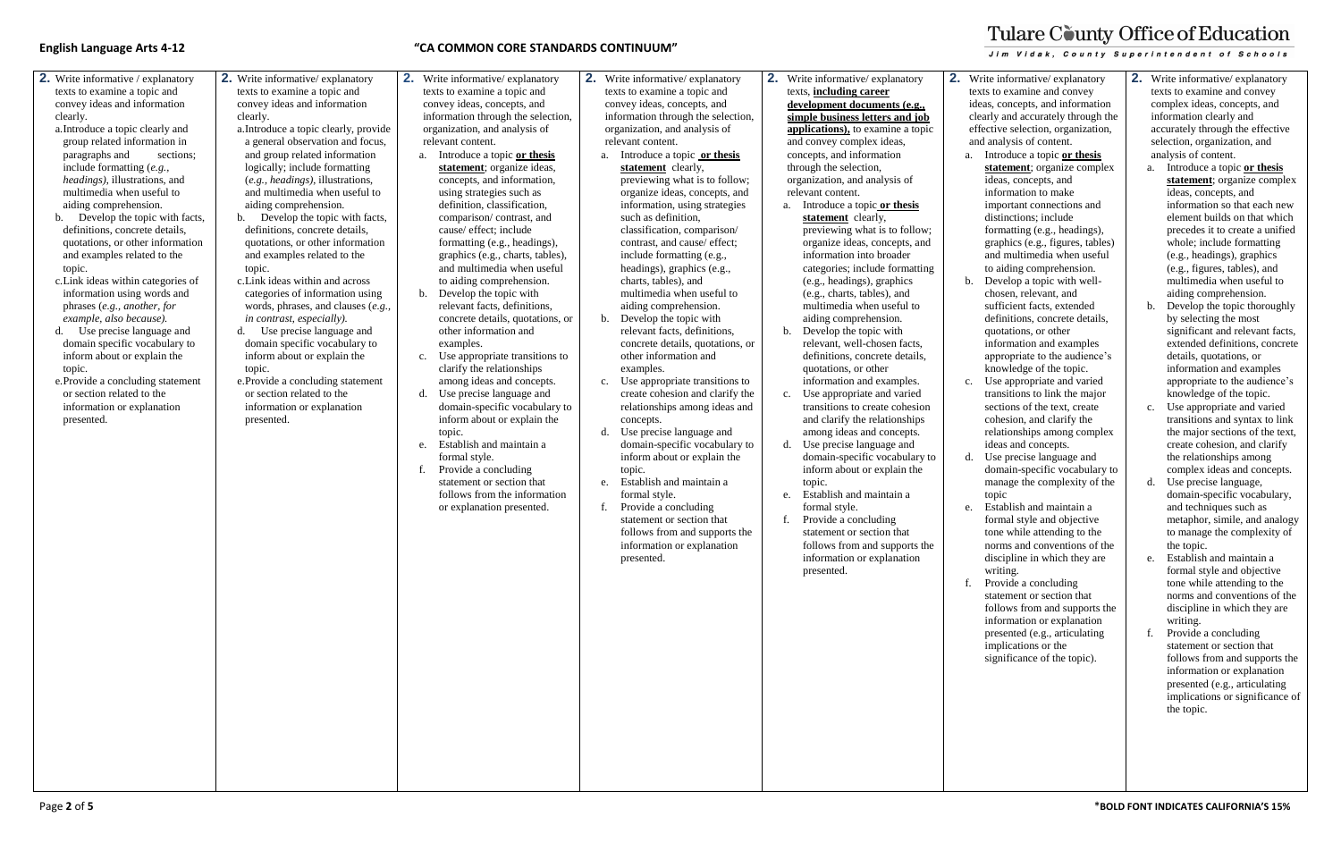| | | | | | | |
|---|---|---|---|---|---|---|
| **2.** Write informative / explanatory texts to examine a topic and convey ideas and information clearly.<br>a. Introduce a topic clearly and group related information in paragraphs and sections; include formatting (*e.g., headings*), illustrations, and multimedia when useful to aiding comprehension.<br>b. Develop the topic with facts, definitions, concrete details, quotations, or other information and examples related to the topic.<br>c. Link ideas within categories of information using words and phrases (*e.g., another, for example, also because).*<br>d. Use precise language and domain specific vocabulary to inform about or explain the topic.<br>e. Provide a concluding statement or section related to the information or explanation presented. | **2.** Write informative/ explanatory texts to examine a topic and convey ideas and information clearly.<br>a. Introduce a topic clearly, provide a general observation and focus, and group related information logically; include formatting (*e.g., headings)*, illustrations, and multimedia when useful to aiding comprehension.<br>b. Develop the topic with facts, definitions, concrete details, quotations, or other information and examples related to the topic.<br>c. Link ideas within and across categories of information using words, phrases, and clauses (*e.g., in contrast, especially).*<br>d. Use precise language and domain specific vocabulary to inform about or explain the topic.<br>e. Provide a concluding statement or section related to the information or explanation presented. | **2.** Write informative/ explanatory texts to examine a topic and convey ideas, concepts, and information through the selection, organization, and analysis of relevant content.<br>a. Introduce a topic **or thesis statement**; organize ideas, concepts, and information, using strategies such as definition, classification, comparison/ contrast, and cause/ effect; include formatting (e.g., headings), graphics (e.g., charts, tables), and multimedia when useful to aiding comprehension.<br>b. Develop the topic with relevant facts, definitions, concrete details, quotations, or other information and examples.<br>c. Use appropriate transitions to clarify the relationships among ideas and concepts.<br>d. Use precise language and domain-specific vocabulary to inform about or explain the topic.<br>e. Establish and maintain a formal style.<br>f. Provide a concluding statement or section that follows from the information or explanation presented. | **2.** Write informative/ explanatory texts to examine a topic and convey ideas, concepts, and information through the selection, organization, and analysis of relevant content.<br>a. Introduce a topic **or thesis statement** clearly, previewing what is to follow; organize ideas, concepts, and information, using strategies such as definition, classification, comparison/ contrast, and cause/ effect; include formatting (e.g., headings), graphics (e.g., charts, tables), and multimedia when useful to aiding comprehension.<br>b. Develop the topic with relevant facts, definitions, concrete details, quotations, or other information and examples.<br>c. Use appropriate transitions to create cohesion and clarify the relationships among ideas and concepts.<br>d. Use precise language and domain-specific vocabulary to inform about or explain the topic.<br>e. Establish and maintain a formal style.<br>f. Provide a concluding statement or section that follows from and supports the information or explanation presented. | **2.** Write informative/ explanatory texts, **including career development documents (e.g., simple business letters and job applications),** to examine a topic and convey complex ideas, concepts, and information through the selection, organization, and analysis of relevant content.<br>a. Introduce a topic **or thesis statement** clearly, previewing what is to follow; organize ideas, concepts, and information into broader categories; include formatting (e.g., headings), graphics (e.g., charts, tables), and multimedia when useful to aiding comprehension.<br>b. Develop the topic with relevant, well-chosen facts, definitions, concrete details, quotations, or other information and examples.<br>c. Use appropriate and varied transitions to create cohesion and clarify the relationships among ideas and concepts.<br>d. Use precise language and domain-specific vocabulary to inform about or explain the topic.<br>e. Establish and maintain a formal style.<br>f. Provide a concluding statement or section that follows from and supports the information or explanation presented. | **2.** Write informative/ explanatory texts to examine and convey ideas, concepts, and information clearly and accurately through the effective selection, organization, and analysis of content.<br>a. Introduce a topic **or thesis statement**; organize complex ideas, concepts, and information to make important connections and distinctions; include formatting (e.g., headings), graphics (e.g., figures, tables) and multimedia when useful to aiding comprehension.<br>b. Develop a topic with well-chosen, relevant, and sufficient facts, extended definitions, concrete details, quotations, or other information and examples appropriate to the audience's knowledge of the topic.<br>c. Use appropriate and varied transitions to link the major sections of the text, create cohesion, and clarify the relationships among complex ideas and concepts.<br>d. Use precise language and domain-specific vocabulary to manage the complexity of the topic<br>e. Establish and maintain a formal style and objective tone while attending to the norms and conventions of the discipline in which they are writing.<br>f. Provide a concluding statement or section that follows from and supports the information or explanation presented (e.g., articulating implications or the significance of the topic). | **2.** Write informative/ explanatory texts to examine and convey complex ideas, concepts, and information clearly and accurately through the effective selection, organization, and analysis of content.<br>a. Introduce a topic **or thesis statement**; organize complex ideas, concepts, and information so that each new element builds on that which precedes it to create a unified whole; include formatting (e.g., headings), graphics (e.g., figures, tables), and multimedia when useful to aiding comprehension.<br>b. Develop the topic thoroughly by selecting the most significant and relevant facts, extended definitions, concrete details, quotations, or other information and examples appropriate to the audience's knowledge of the topic.<br>c. Use appropriate and varied transitions and syntax to link the major sections of the text, create cohesion, and clarify the relationships among complex ideas and concepts.<br>d. Use precise language, domain-specific vocabulary, and techniques such as metaphor, simile, and analogy to manage the complexity of the topic.<br>e. Establish and maintain a formal style and objective tone while attending to the norms and conventions of the discipline in which they are writing.<br>f. Provide a concluding statement or section that follows from and supports the information or explanation presented (e.g., articulating implications or significance of the topic. |

*BOLD FONT INDICATES CALIFORNIA'S 15%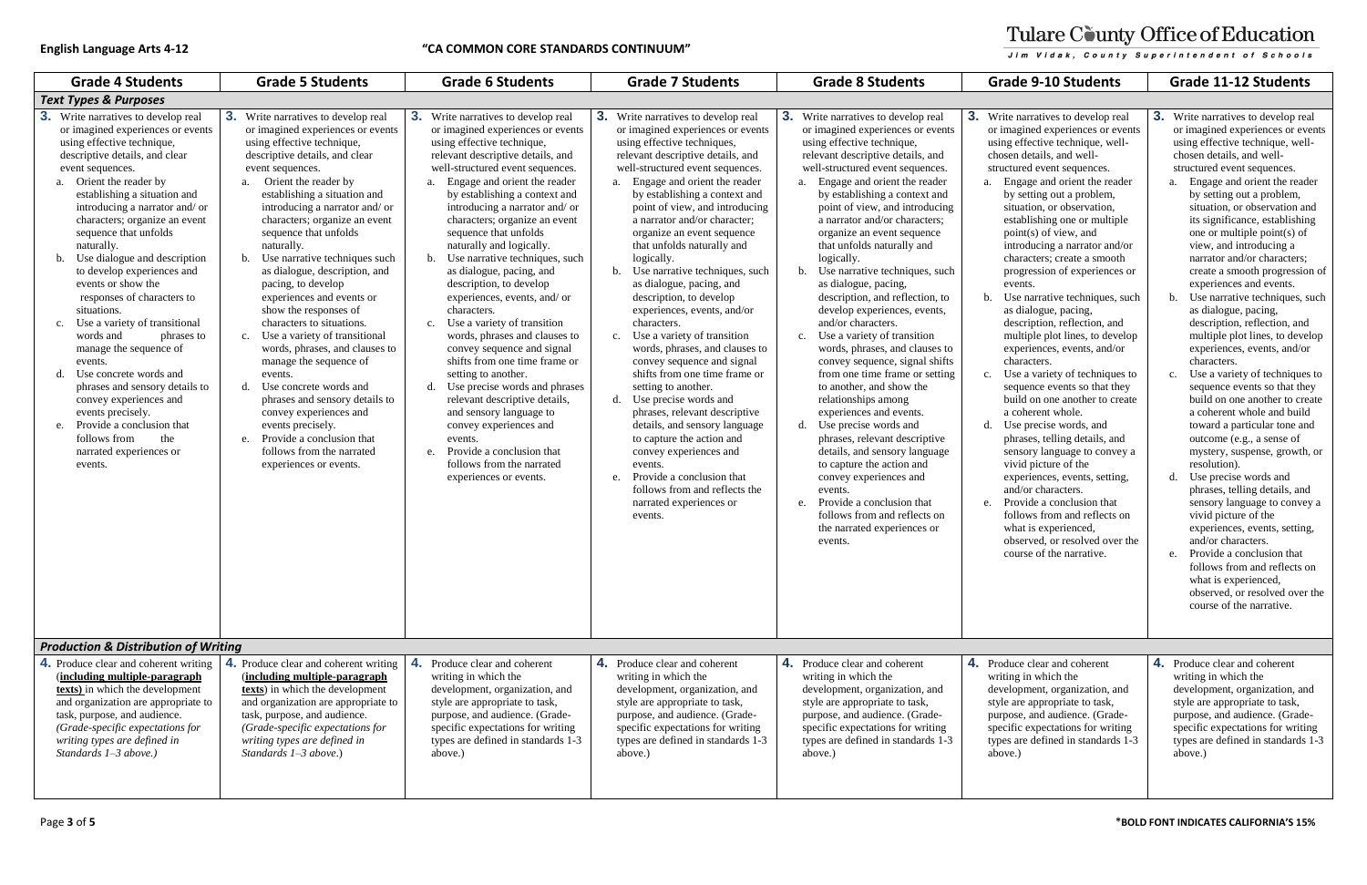| Grade 4 Students | Grade 5 Students | Grade 6 Students | Grade 7 Students | Grade 8 Students | Grade 9-10 Students | Grade 11-12 Students |
|---|---|---|---|---|---|---|
| ***Text Types & Purposes*** | | | | | | |
| **3.** Write narratives to develop real or imagined experiences or events using effective technique, descriptive details, and clear event sequences.<br>a. Orient the reader by establishing a situation and introducing a narrator and/ or characters; organize an event sequence that unfolds naturally.<br>b. Use dialogue and description to develop experiences and events or show the responses of characters to situations.<br>c. Use a variety of transitional words and phrases to manage the sequence of events.<br>d. Use concrete words and phrases and sensory details to convey experiences and events precisely.<br>e. Provide a conclusion that follows from the narrated experiences or events. | **3.** Write narratives to develop real or imagined experiences or events using effective technique, descriptive details, and clear event sequences.<br>a. Orient the reader by establishing a situation and introducing a narrator and/ or characters; organize an event sequence that unfolds naturally.<br>b. Use narrative techniques such as dialogue, description, and pacing, to develop experiences and events or show the responses of characters to situations.<br>c. Use a variety of transitional words, phrases, and clauses to manage the sequence of events.<br>d. Use concrete words and phrases and sensory details to convey experiences and events precisely.<br>e. Provide a conclusion that follows from the narrated experiences or events. | **3.** Write narratives to develop real or imagined experiences or events using effective technique, relevant descriptive details, and well-structured event sequences.<br>a. Engage and orient the reader by establishing a context and introducing a narrator and/ or characters; organize an event sequence that unfolds naturally and logically.<br>b. Use narrative techniques, such as dialogue, pacing, and description, to develop experiences, events, and/ or characters.<br>c. Use a variety of transition words, phrases and clauses to convey sequence and signal shifts from one time frame or setting to another.<br>d. Use precise words and phrases relevant descriptive details, and sensory language to convey experiences and events.<br>e. Provide a conclusion that follows from the narrated experiences or events. | **3.** Write narratives to develop real or imagined experiences or events using effective techniques, relevant descriptive details, and well-structured event sequences.<br>a. Engage and orient the reader by establishing a context and point of view, and introducing a narrator and/or character; organize an event sequence that unfolds naturally and logically.<br>b. Use narrative techniques, such as dialogue, pacing, and description, to develop experiences, events, and/or characters.<br>c. Use a variety of transition words, phrases, and clauses to convey sequence and signal shifts from one time frame or setting to another.<br>d. Use precise words and phrases, relevant descriptive details, and sensory language to capture the action and convey experiences and events.<br>e. Provide a conclusion that follows from and reflects the narrated experiences or events. | **3.** Write narratives to develop real or imagined experiences or events using effective technique, relevant descriptive details, and well-structured event sequences.<br>a. Engage and orient the reader by establishing a context and point of view, and introducing a narrator and/or characters; organize an event sequence that unfolds naturally and logically.<br>b. Use narrative techniques, such as dialogue, pacing, description, and reflection, to develop experiences, events, and/or characters.<br>c. Use a variety of transition words, phrases, and clauses to convey sequence, signal shifts from one time frame or setting to another, and show the relationships among experiences and events.<br>d. Use precise words and phrases, relevant descriptive details, and sensory language to capture the action and convey experiences and events.<br>e. Provide a conclusion that follows from and reflects on the narrated experiences or events. | **3.** Write narratives to develop real or imagined experiences or events using effective technique, well-chosen details, and well-structured event sequences.<br>a. Engage and orient the reader by setting out a problem, situation, or observation, establishing one or multiple point(s) of view, and introducing a narrator and/or characters; create a smooth progression of experiences or events.<br>b. Use narrative techniques, such as dialogue, pacing, description, reflection, and multiple plot lines, to develop experiences, events, and/or characters.<br>c. Use a variety of techniques to sequence events so that they build on one another to create a coherent whole.<br>d. Use precise words, and phrases, telling details, and sensory language to convey a vivid picture of the experiences, events, setting, and/or characters.<br>e. Provide a conclusion that follows from and reflects on what is experienced, observed, or resolved over the course of the narrative. | **3.** Write narratives to develop real or imagined experiences or events using effective technique, well-chosen details, and well-structured event sequences.<br>a. Engage and orient the reader by setting out a problem, situation, or observation and its significance, establishing one or multiple point(s) of view, and introducing a narrator and/or characters; create a smooth progression of experiences and events.<br>b. Use narrative techniques, such as dialogue, pacing, description, reflection, and multiple plot lines, to develop experiences, events, and/or characters.<br>c. Use a variety of techniques to sequence events so that they build on one another to create a coherent whole and build toward a particular tone and outcome (e.g., a sense of mystery, suspense, growth, or resolution).<br>d. Use precise words and phrases, telling details, and sensory language to convey a vivid picture of the experiences, events, setting, and/or characters.<br>e. Provide a conclusion that follows from and reflects on what is experienced, observed, or resolved over the course of the narrative. |
| ***Production & Distribution of Writing*** | | | | | | |
| **4.** Produce clear and coherent writing (**including multiple-paragraph texts)** in which the development and organization are appropriate to task, purpose, and audience. *(Grade-specific expectations for writing types are defined in Standards 1–3 above.)* | **4.** Produce clear and coherent writing (**including multiple-paragraph texts**) in which the development and organization are appropriate to task, purpose, and audience. *(Grade-specific expectations for writing types are defined in Standards 1–3 above.)* | **4.** Produce clear and coherent writing in which the development, organization, and style are appropriate to task, purpose, and audience. (Grade-specific expectations for writing types are defined in standards 1-3 above.) | **4.** Produce clear and coherent writing in which the development, organization, and style are appropriate to task, purpose, and audience. (Grade-specific expectations for writing types are defined in standards 1-3 above.) | **4.** Produce clear and coherent writing in which the development, organization, and style are appropriate to task, purpose, and audience. (Grade-specific expectations for writing types are defined in standards 1-3 above.) | **4.** Produce clear and coherent writing in which the development, organization, and style are appropriate to task, purpose, and audience. (Grade-specific expectations for writing types are defined in standards 1-3 above.) | **4.** Produce clear and coherent writing in which the development, organization, and style are appropriate to task, purpose, and audience. (Grade-specific expectations for writing types are defined in standards 1-3 above.) |

*BOLD FONT INDICATES CALIFORNIA'S 15%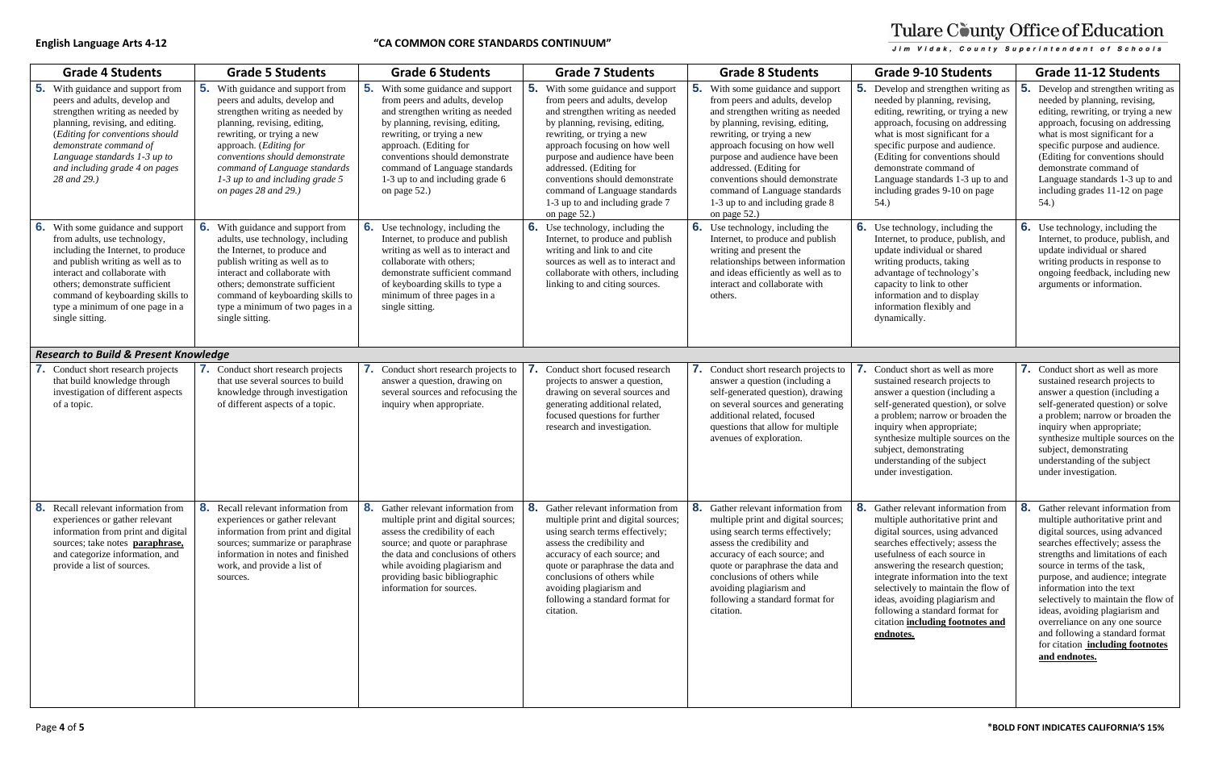| Grade 4 Students | Grade 5 Students | Grade 6 Students | Grade 7 Students | Grade 8 Students | Grade 9-10 Students | Grade 11-12 Students |
|---|---|---|---|---|---|---|
| **5.** With guidance and support from peers and adults, develop and strengthen writing as needed by planning, revising, and editing. (*Editing for conventions should demonstrate command of Language standards 1-3 up to and including grade 4 on pages 28 and 29.*) | **5.** With guidance and support from peers and adults, develop and strengthen writing as needed by planning, revising, editing, rewriting, or trying a new approach. (*Editing for conventions should demonstrate command of Language standards 1-3 up to and including grade 5 on pages 28 and 29.*) | **5.** With some guidance and support from peers and adults, develop and strengthen writing as needed by planning, revising, editing, rewriting, or trying a new approach. (Editing for conventions should demonstrate command of Language standards 1-3 up to and including grade 6 on page 52.) | **5.** With some guidance and support from peers and adults, develop and strengthen writing as needed by planning, revising, editing, rewriting, or trying a new approach focusing on how well purpose and audience have been addressed. (Editing for conventions should demonstrate command of Language standards 1-3 up to and including grade 7 on page 52.) | **5.** With some guidance and support from peers and adults, develop and strengthen writing as needed by planning, revising, editing, rewriting, or trying a new approach focusing on how well purpose and audience have been addressed. (Editing for conventions should demonstrate command of Language standards 1-3 up to and including grade 8 on page 52.) | **5.** Develop and strengthen writing as needed by planning, revising, editing, rewriting, or trying a new approach, focusing on addressing what is most significant for a specific purpose and audience. (Editing for conventions should demonstrate command of Language standards 1-3 up to and including grades 9-10 on page 54.) | **5.** Develop and strengthen writing as needed by planning, revising, editing, rewriting, or trying a new approach, focusing on addressing what is most significant for a specific purpose and audience. (Editing for conventions should demonstrate command of Language standards 1-3 up to and including grades 11-12 on page 54.) |
| **6.** With some guidance and support from adults, use technology, including the Internet, to produce and publish writing as well as to interact and collaborate with others; demonstrate sufficient command of keyboarding skills to type a minimum of one page in a single sitting. | **6.** With guidance and support from adults, use technology, including the Internet, to produce and publish writing as well as to interact and collaborate with others; demonstrate sufficient command of keyboarding skills to type a minimum of two pages in a single sitting. | **6.** Use technology, including the Internet, to produce and publish writing as well as to interact and collaborate with others; demonstrate sufficient command of keyboarding skills to type a minimum of three pages in a single sitting. | **6.** Use technology, including the Internet, to produce and publish writing and link to and cite sources as well as to interact and collaborate with others, including linking to and citing sources. | **6.** Use technology, including the Internet, to produce and publish writing and present the relationships between information and ideas efficiently as well as to interact and collaborate with others. | **6.** Use technology, including the Internet, to produce, publish, and update individual or shared writing products, taking advantage of technology's capacity to link to other information and to display information flexibly and dynamically. | **6.** Use technology, including the Internet, to produce, publish, and update individual or shared writing products in response to ongoing feedback, including new arguments or information. |
| ***Research to Build & Present Knowledge*** | | | | | | |
| **7.** Conduct short research projects that build knowledge through investigation of different aspects of a topic. | **7.** Conduct short research projects that use several sources to build knowledge through investigation of different aspects of a topic. | **7.** Conduct short research projects to answer a question, drawing on several sources and refocusing the inquiry when appropriate. | **7.** Conduct short focused research projects to answer a question, drawing on several sources and generating additional related, focused questions for further research and investigation. | **7.** Conduct short research projects to answer a question (including a self-generated question), drawing on several sources and generating additional related, focused questions that allow for multiple avenues of exploration. | **7.** Conduct short as well as more sustained research projects to answer a question (including a self-generated question), or solve a problem; narrow or broaden the inquiry when appropriate; synthesize multiple sources on the subject, demonstrating understanding of the subject under investigation. | **7.** Conduct short as well as more sustained research projects to answer a question (including a self-generated question) or solve a problem; narrow or broaden the inquiry when appropriate; synthesize multiple sources on the subject, demonstrating understanding of the subject under investigation. |
| **8.** Recall relevant information from experiences or gather relevant information from print and digital sources; take notes **paraphrase,** and categorize information, and provide a list of sources. | **8.** Recall relevant information from experiences or gather relevant information from print and digital sources; summarize or paraphrase information in notes and finished work, and provide a list of sources. | **8.** Gather relevant information from multiple print and digital sources; assess the credibility of each source; and quote or paraphrase the data and conclusions of others while avoiding plagiarism and providing basic bibliographic information for sources. | **8.** Gather relevant information from multiple print and digital sources; using search terms effectively; assess the credibility and accuracy of each source; and quote or paraphrase the data and conclusions of others while avoiding plagiarism and following a standard format for citation. | **8.** Gather relevant information from multiple print and digital sources; using search terms effectively; assess the credibility and accuracy of each source; and quote or paraphrase the data and conclusions of others while avoiding plagiarism and following a standard format for citation. | **8.** Gather relevant information from multiple authoritative print and digital sources, using advanced searches effectively; assess the usefulness of each source in answering the research question; integrate information into the text selectively to maintain the flow of ideas, avoiding plagiarism and following a standard format for citation **including footnotes and endnotes.** | **8.** Gather relevant information from multiple authoritative print and digital sources, using advanced searches effectively; assess the strengths and limitations of each source in terms of the task, purpose, and audience; integrate information into the text selectively to maintain the flow of ideas, avoiding plagiarism and overreliance on any one source and following a standard format for citation **including footnotes and endnotes.** |

*BOLD FONT INDICATES CALIFORNIA'S 15%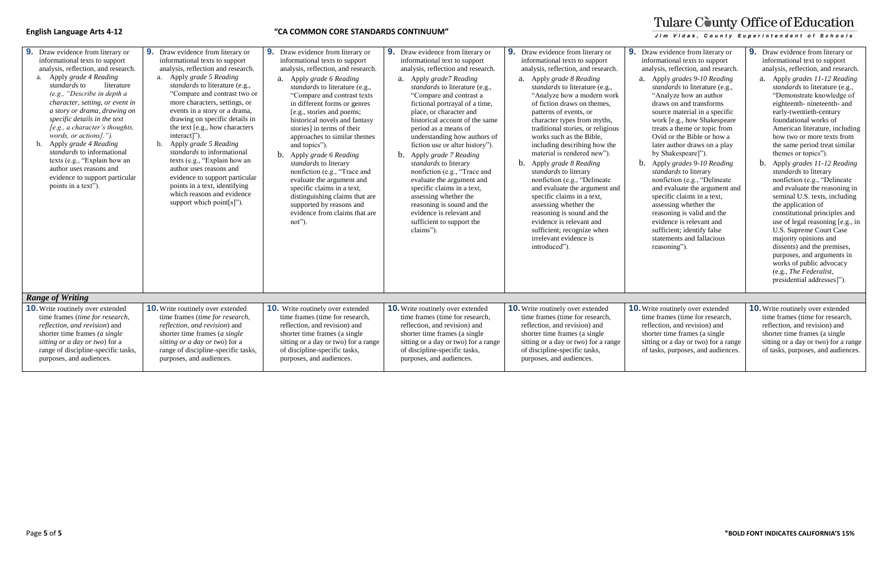| | | | | | | |
|---|---|---|---|---|---|---|
| **9.** Draw evidence from literary or informational texts to support analysis, reflection, and research. a. Apply *grade 4 Reading standards* to literature *(e.g., "Describe in depth a character, setting, or event in a story or drama, drawing on specific details in the text [e.g., a character's thoughts, words, or actions].").* b. Apply *grade 4 Reading standards* to informational texts (e.g., "Explain how an author uses reasons and evidence to support particular points in a text"). | **9.** Draw evidence from literary or informational texts to support analysis, reflection and research. a. Apply *grade 5 Reading standards* to literature (e.g., "Compare and contrast two or more characters, settings, or events in a story or a drama, drawing on specific details in the text [e.g., how characters interact]"). b. Apply *grade 5 Reading standards* to informational texts (e.g., "Explain how an author uses reasons and evidence to support particular points in a text, identifying which reasons and evidence support which point[s]"). | **9.** Draw evidence from literary or informational texts to support analysis, reflection, and research. a. Apply *grade 6 Reading standards* to literature (e.g., "Compare and contrast texts in different forms or genres [e.g., stories and poems; historical novels and fantasy stories] in terms of their approaches to similar themes and topics"). b. Apply *grade 6 Reading standards* to literary nonfiction (e.g., "Trace and evaluate the argument and specific claims in a text, distinguishing claims that are supported by reasons and evidence from claims that are not"). | **9.** Draw evidence from literary or informational text to support analysis, reflection and research. a. Apply *grade7 Reading standards* to literature (e.g., "Compare and contrast a fictional portrayal of a time, place, or character and historical account of the same period as a means of understanding how authors of fiction use or alter history"). b. Apply *grade 7 Reading standards* to literary nonfiction (e.g., "Trace and evaluate the argument and specific claims in a text, assessing whether the reasoning is sound and the evidence is relevant and sufficient to support the claims"). | **9.** Draw evidence from literary or informational texts to support analysis, reflection, and research. a. Apply *grade 8 Reading standards* to literature (e.g., "Analyze how a modern work of fiction draws on themes, patterns of events, or character types from myths, traditional stories, or religious works such as the Bible, including describing how the material is rendered new"). b. Apply *grade 8 Reading standards* to literary nonfiction (e.g., "Delineate and evaluate the argument and specific claims in a text, assessing whether the reasoning is sound and the evidence is relevant and sufficient; recognize when irrelevant evidence is introduced"). | **9.** Draw evidence from literary or informational texts to support analysis, reflection, and research. a. Apply *grades 9-10 Reading standards* to literature (e.g., "Analyze how an author draws on and transforms source material in a specific work [e.g., how Shakespeare treats a theme or topic from Ovid or the Bible or how a later author draws on a play by Shakespeare]"). b. Apply *grades 9-10 Reading standards* to literary nonfiction (e.g., "Delineate and evaluate the argument and specific claims in a text, assessing whether the reasoning is valid and the evidence is relevant and sufficient; identify false statements and fallacious reasoning"). | **9.** Draw evidence from literary or informational text to support analysis, reflection, and research. a. Apply *grades 11-12 Reading standards* to literature (e.g., "Demonstrate knowledge of eighteenth- nineteenth- and early-twentieth-century foundational works of American literature, including how two or more texts from the same period treat similar themes or topics"). b. Apply *grades 11-12 Reading standards* to literary nonfiction (e.g., "Delineate and evaluate the reasoning in seminal U.S. texts, including the application of constitutional principles and use of legal reasoning [e.g., in U.S. Supreme Court Case majority opinions and dissents) and the premises, purposes, and arguments in works of public advocacy (e.g., *The Federalist*, presidential addresses]"). |
| ***Range of Writing*** | | | | | | |
| **10.** Write routinely over extended time frames (*time for research, reflection, and revision*) and shorter time frames *(a single sitting or a day or two*) for a range of discipline-specific tasks, purposes, and audiences. | **10.** Write routinely over extended time frames (*time for research, reflection, and revision*) and shorter time frames (*a single sitting or a day or two*) for a range of discipline-specific tasks, purposes, and audiences. | **10.** Write routinely over extended time frames (time for research, reflection, and revision) and shorter time frames (a single sitting or a day or two) for a range of discipline-specific tasks, purposes, and audiences. | **10.** Write routinely over extended time frames (time for research, reflection, and revision) and shorter time frames (a single sitting or a day or two) for a range of discipline-specific tasks, purposes, and audiences. | **10.** Write routinely over extended time frames (time for research, reflection, and revision) and shorter time frames (a single sitting or a day or two) for a range of discipline-specific tasks, purposes, and audiences. | **10.** Write routinely over extended time frames (time for research, reflection, and revision) and shorter time frames (a single sitting or a day or two) for a range of tasks, purposes, and audiences. | **10.** Write routinely over extended time frames (time for research, reflection, and revision) and shorter time frames (a single sitting or a day or two) for a range of tasks, purposes, and audiences. |

**\*BOLD FONT INDICATES CALIFORNIA'S 15%**